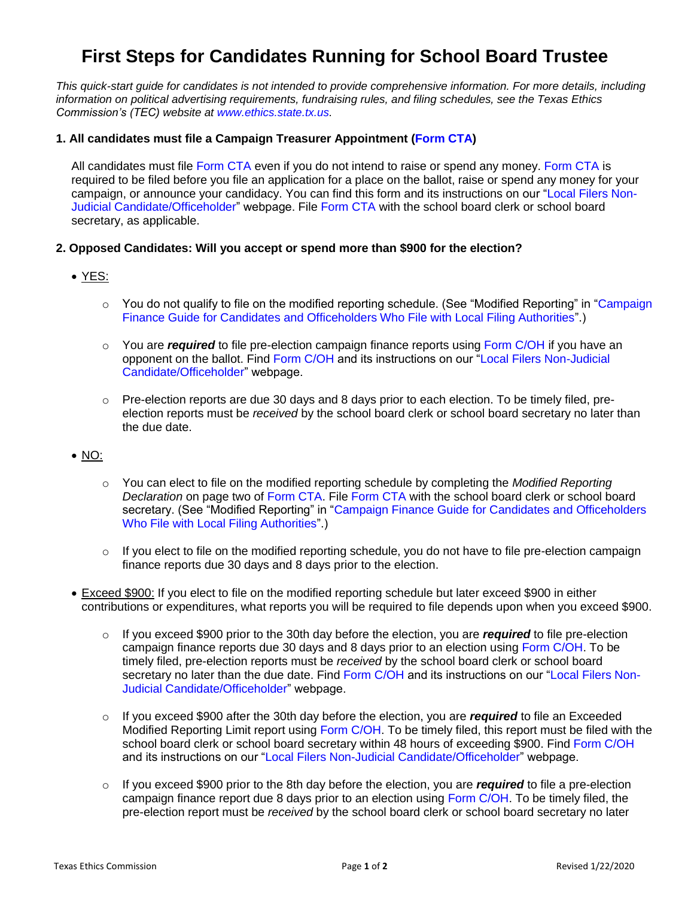# First Steps for Candidates Running for School Board Trustee

*This quick-start guide for candidates is not intended to provide comprehensive information. For more details, including information on political advertising requirements, fundraising rules, and filing schedules, see the Texas Ethics Commission's (TEC) website at www.ethics.state.tx.us.*

### 1. All candidates must file a Campaign Treasurer Appointment (Form CTA)

All candidates must file Form CTA even if you do not intend to raise or spend any money. Form CTA is required to be filed before you file an application for a place on the ballot, raise or spend any money for your campaign, or announce your candidacy. You can find this form and its instructions on our "Local Filers Non-Judicial Candidate/Officeholder" webpage. File Form CTA with the school board clerk or school board secretary, as applicable.

### 2. Opposed Candidates: Will you accept or spend more than $900 for the election?

- YES:
  - You do not qualify to file on the modified reporting schedule. (See "Modified Reporting" in "Campaign Finance Guide for Candidates and Officeholders Who File with Local Filing Authorities".)
  - You are ***required*** to file pre-election campaign finance reports using Form C/OH if you have an opponent on the ballot. Find Form C/OH and its instructions on our "Local Filers Non-Judicial Candidate/Officeholder" webpage.
  - Pre-election reports are due 30 days and 8 days prior to each election. To be timely filed, pre-election reports must be *received* by the school board clerk or school board secretary no later than the due date.
- NO:
  - You can elect to file on the modified reporting schedule by completing the *Modified Reporting Declaration* on page two of Form CTA. File Form CTA with the school board clerk or school board secretary. (See "Modified Reporting" in "Campaign Finance Guide for Candidates and Officeholders Who File with Local Filing Authorities".)
  - If you elect to file on the modified reporting schedule, you do not have to file pre-election campaign finance reports due 30 days and 8 days prior to the election.
- Exceed $900: If you elect to file on the modified reporting schedule but later exceed $900 in either contributions or expenditures, what reports you will be required to file depends upon when you exceed $900.
  - If you exceed $900 prior to the 30th day before the election, you are ***required*** to file pre-election campaign finance reports due 30 days and 8 days prior to an election using Form C/OH. To be timely filed, pre-election reports must be *received* by the school board clerk or school board secretary no later than the due date. Find Form C/OH and its instructions on our "Local Filers Non-Judicial Candidate/Officeholder" webpage.
  - If you exceed $900 after the 30th day before the election, you are ***required*** to file an Exceeded Modified Reporting Limit report using Form C/OH. To be timely filed, this report must be filed with the school board clerk or school board secretary within 48 hours of exceeding $900. Find Form C/OH and its instructions on our "Local Filers Non-Judicial Candidate/Officeholder" webpage.
  - If you exceed $900 prior to the 8th day before the election, you are ***required*** to file a pre-election campaign finance report due 8 days prior to an election using Form C/OH. To be timely filed, the pre-election report must be *received* by the school board clerk or school board secretary no later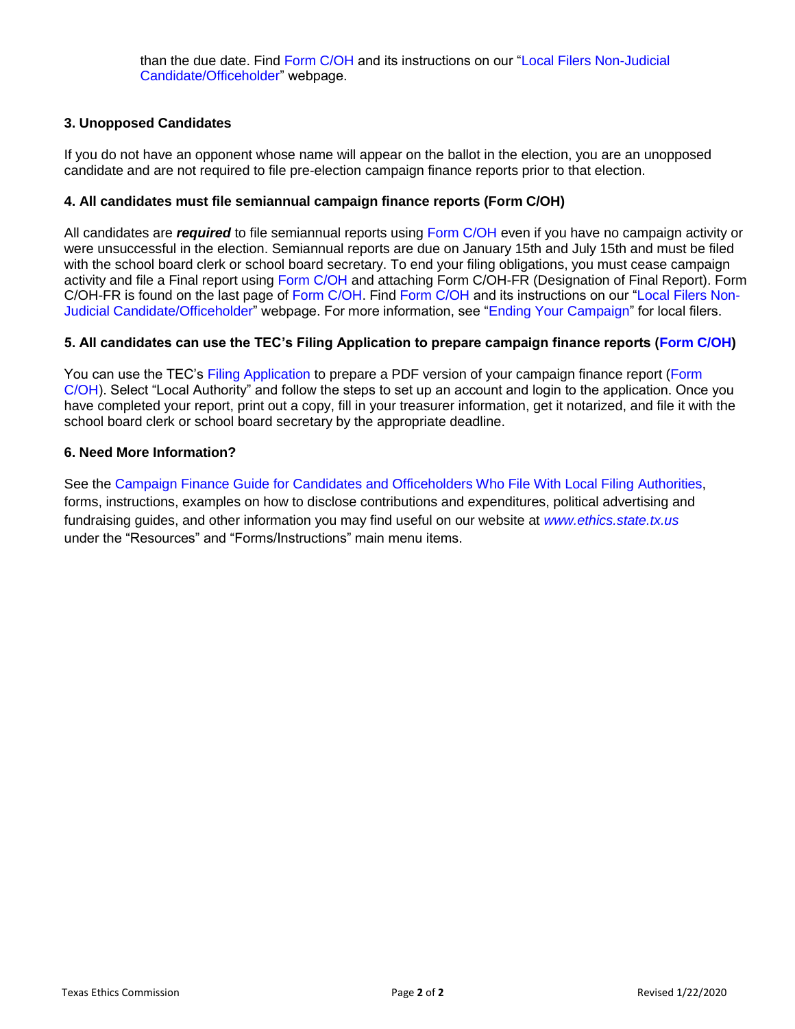than the due date. Find Form C/OH and its instructions on our "Local Filers Non-Judicial Candidate/Officeholder" webpage.

### 3. Unopposed Candidates

If you do not have an opponent whose name will appear on the ballot in the election, you are an unopposed candidate and are not required to file pre-election campaign finance reports prior to that election.

### 4. All candidates must file semiannual campaign finance reports (Form C/OH)

All candidates are ***required*** to file semiannual reports using Form C/OH even if you have no campaign activity or were unsuccessful in the election. Semiannual reports are due on January 15th and July 15th and must be filed with the school board clerk or school board secretary. To end your filing obligations, you must cease campaign activity and file a Final report using Form C/OH and attaching Form C/OH-FR (Designation of Final Report). Form C/OH-FR is found on the last page of Form C/OH. Find Form C/OH and its instructions on our "Local Filers Non-Judicial Candidate/Officeholder" webpage. For more information, see "Ending Your Campaign" for local filers.

### 5. All candidates can use the TEC's Filing Application to prepare campaign finance reports (Form C/OH)

You can use the TEC's Filing Application to prepare a PDF version of your campaign finance report (Form C/OH). Select "Local Authority" and follow the steps to set up an account and login to the application. Once you have completed your report, print out a copy, fill in your treasurer information, get it notarized, and file it with the school board clerk or school board secretary by the appropriate deadline.

### 6. Need More Information?

See the Campaign Finance Guide for Candidates and Officeholders Who File With Local Filing Authorities, forms, instructions, examples on how to disclose contributions and expenditures, political advertising and fundraising guides, and other information you may find useful on our website at *www.ethics.state.tx.us* under the "Resources" and "Forms/Instructions" main menu items.